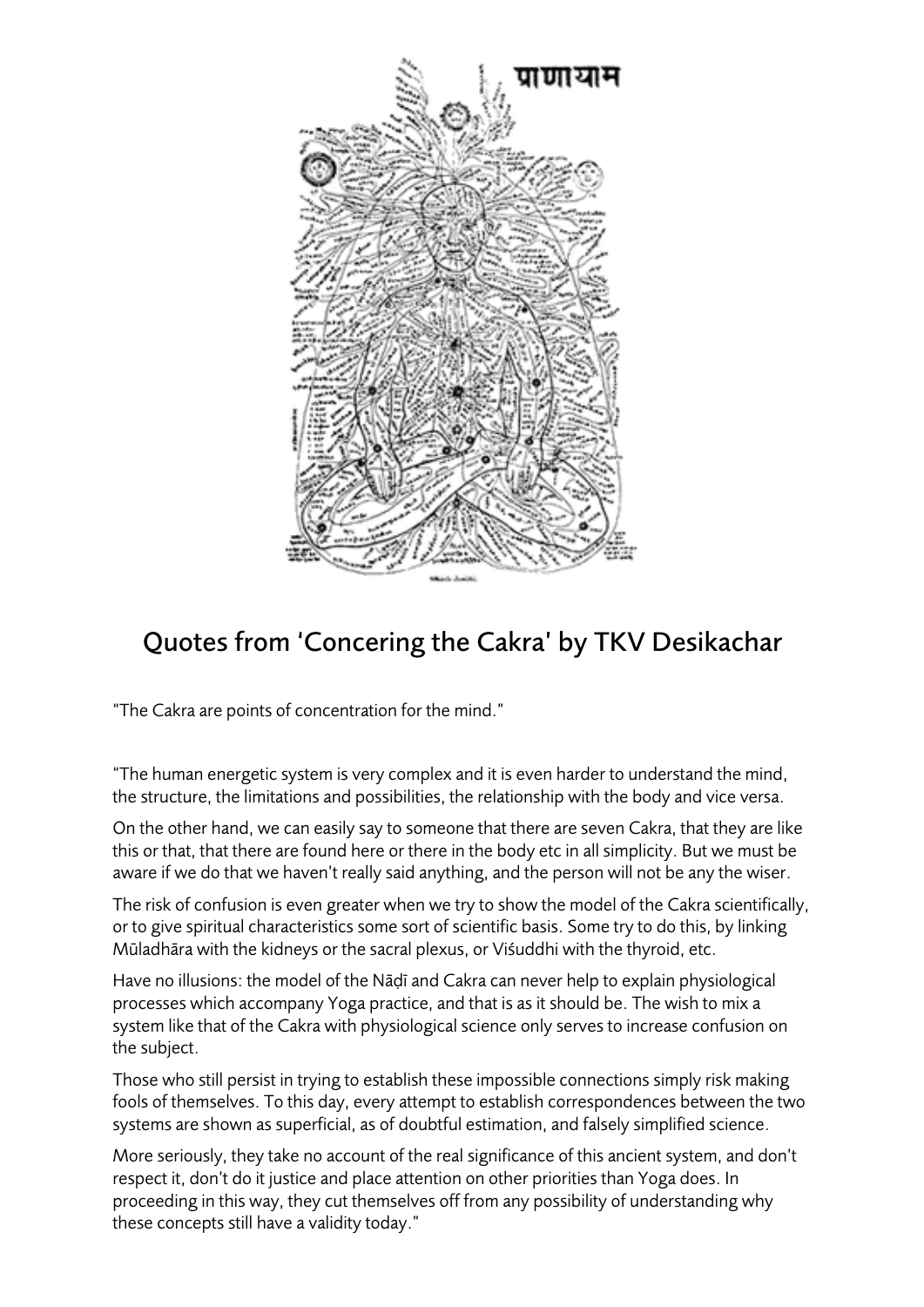# Quotes from 'Concering the Cakra' by TKV Desikachar

"The Cakra are points of concentration for the mind."

"The human energetic system is very complex and it is even harder to understand the mind, the structure, the limitations and possibilities, the relationship with the body and vice versa.

On the other hand, we can easily say to someone that there are seven Cakra, that they are like this or that, that there are found here or there in the body etc in all simplicity. But we must be aware if we do that we haven't really said anything, and the person will not be any the wiser.

The risk of confusion is even greater when we try to show the model of the Cakra scientifically, or to give spiritual characteristics some sort of scientific basis. Some try to do this, by linking Mūladhāra with the kidneys or the sacral plexus, or Viśuddhi with the thyroid, etc.

Have no illusions: the model of the Nāḍī and Cakra can never help to explain physiological processes which accompany Yoga practice, and that is as it should be. The wish to mix a system like that of the Cakra with physiological science only serves to increase confusion on the subject.

Those who still persist in trying to establish these impossible connections simply risk making fools of themselves. To this day, every attempt to establish correspondences between the two systems are shown as superficial, as of doubtful estimation, and falsely simplified science.

More seriously, they take no account of the real significance of this ancient system, and don't respect it, don't do it justice and place attention on other priorities than Yoga does. In proceeding in this way, they cut themselves off from any possibility of understanding why these concepts still have a validity today."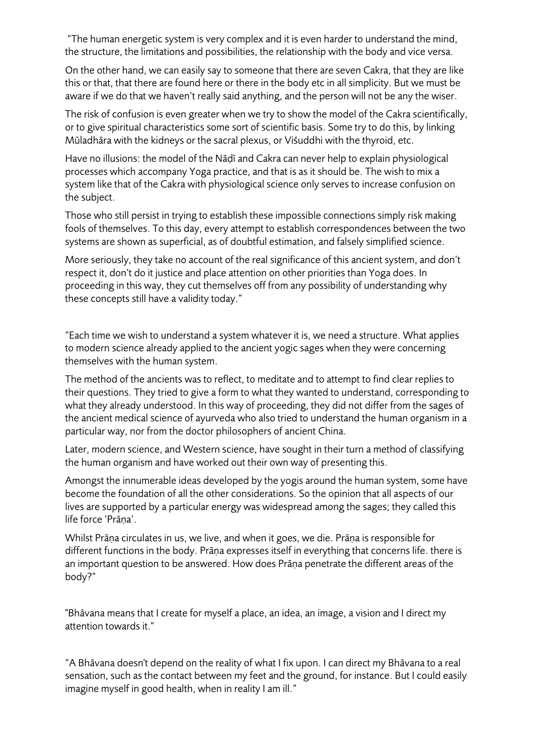"The human energetic system is very complex and it is even harder to understand the mind, the structure, the limitations and possibilities, the relationship with the body and vice versa.

On the other hand, we can easily say to someone that there are seven Cakra, that they are like this or that, that there are found here or there in the body etc in all simplicity. But we must be aware if we do that we haven't really said anything, and the person will not be any the wiser.

The risk of confusion is even greater when we try to show the model of the Cakra scientifically, or to give spiritual characteristics some sort of scientific basis. Some try to do this, by linking Mūladhāra with the kidneys or the sacral plexus, or Viśuddhi with the thyroid, etc.

Have no illusions: the model of the Nāḍī and Cakra can never help to explain physiological processes which accompany Yoga practice, and that is as it should be. The wish to mix a system like that of the Cakra with physiological science only serves to increase confusion on the subject.

Those who still persist in trying to establish these impossible connections simply risk making fools of themselves. To this day, every attempt to establish correspondences between the two systems are shown as superficial, as of doubtful estimation, and falsely simplified science.

More seriously, they take no account of the real significance of this ancient system, and don't respect it, don't do it justice and place attention on other priorities than Yoga does. In proceeding in this way, they cut themselves off from any possibility of understanding why these concepts still have a validity today."

"Each time we wish to understand a system whatever it is, we need a structure. What applies to modern science already applied to the ancient yogic sages when they were concerning themselves with the human system.

The method of the ancients was to reflect, to meditate and to attempt to find clear replies to their questions. They tried to give a form to what they wanted to understand, corresponding to what they already understood. In this way of proceeding, they did not differ from the sages of the ancient medical science of ayurveda who also tried to understand the human organism in a particular way, nor from the doctor philosophers of ancient China.

Later, modern science, and Western science, have sought in their turn a method of classifying the human organism and have worked out their own way of presenting this.

Amongst the innumerable ideas developed by the yogis around the human system, some have become the foundation of all the other considerations. So the opinion that all aspects of our lives are supported by a particular energy was widespread among the sages; they called this life force 'Prāṇa'.

Whilst Prāṇa circulates in us, we live, and when it goes, we die. Prāṇa is responsible for different functions in the body. Prāṇa expresses itself in everything that concerns life. there is an important question to be answered. How does Prāṇa penetrate the different areas of the body?"

"Bhāvana means that I create for myself a place, an idea, an image, a vision and I direct my attention towards it."

"A Bhāvana doesn't depend on the reality of what I fix upon. I can direct my Bhāvana to a real sensation, such as the contact between my feet and the ground, for instance. But I could easily imagine myself in good health, when in reality I am ill."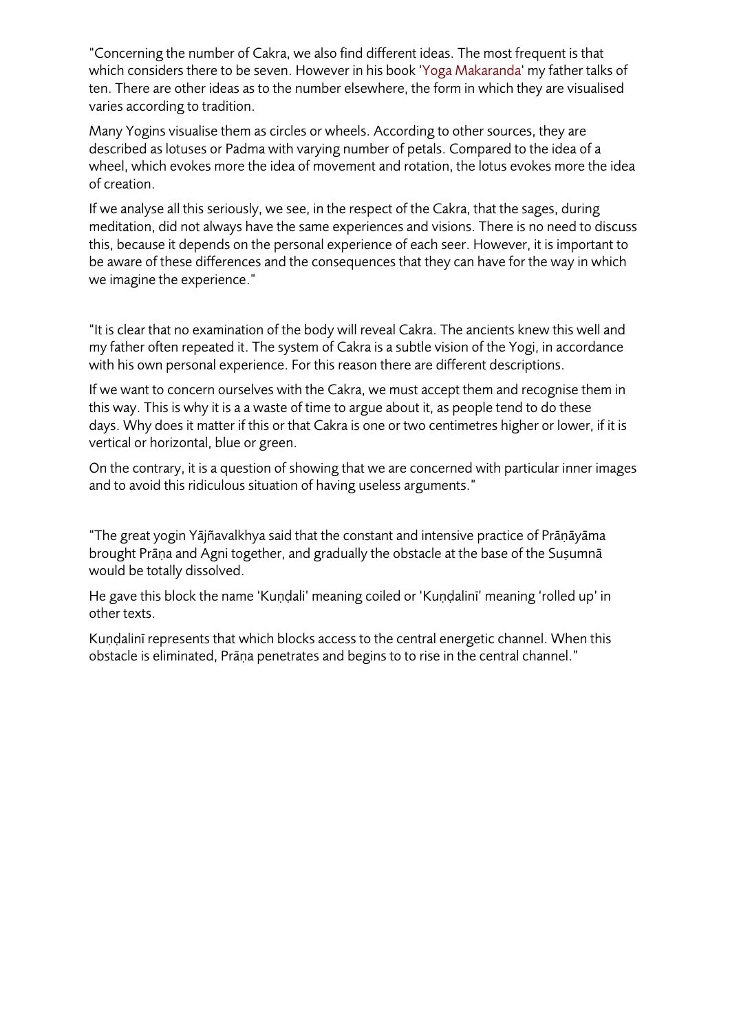"Concerning the number of Cakra, we also find different ideas. The most frequent is that which considers there to be seven. However in his book 'Yoga Makaranda' my father talks of ten. There are other ideas as to the number elsewhere, the form in which they are visualised varies according to tradition.

Many Yogins visualise them as circles or wheels. According to other sources, they are described as lotuses or Padma with varying number of petals. Compared to the idea of a wheel, which evokes more the idea of movement and rotation, the lotus evokes more the idea of creation.

If we analyse all this seriously, we see, in the respect of the Cakra, that the sages, during meditation, did not always have the same experiences and visions. There is no need to discuss this, because it depends on the personal experience of each seer. However, it is important to be aware of these differences and the consequences that they can have for the way in which we imagine the experience."

"It is clear that no examination of the body will reveal Cakra. The ancients knew this well and my father often repeated it. The system of Cakra is a subtle vision of the Yogi, in accordance with his own personal experience. For this reason there are different descriptions.

If we want to concern ourselves with the Cakra, we must accept them and recognise them in this way. This is why it is a a waste of time to argue about it, as people tend to do these days. Why does it matter if this or that Cakra is one or two centimetres higher or lower, if it is vertical or horizontal, blue or green.

On the contrary, it is a question of showing that we are concerned with particular inner images and to avoid this ridiculous situation of having useless arguments."

"The great yogin Yājñavalkhya said that the constant and intensive practice of Prāṇāyāma brought Prāṇa and Agni together, and gradually the obstacle at the base of the Suṣumnā would be totally dissolved.

He gave this block the name 'Kuṇḍali' meaning coiled or 'Kuṇḍalinī' meaning 'rolled up' in other texts.

Kuṇḍalinī represents that which blocks access to the central energetic channel. When this obstacle is eliminated, Prāṇa penetrates and begins to to rise in the central channel."